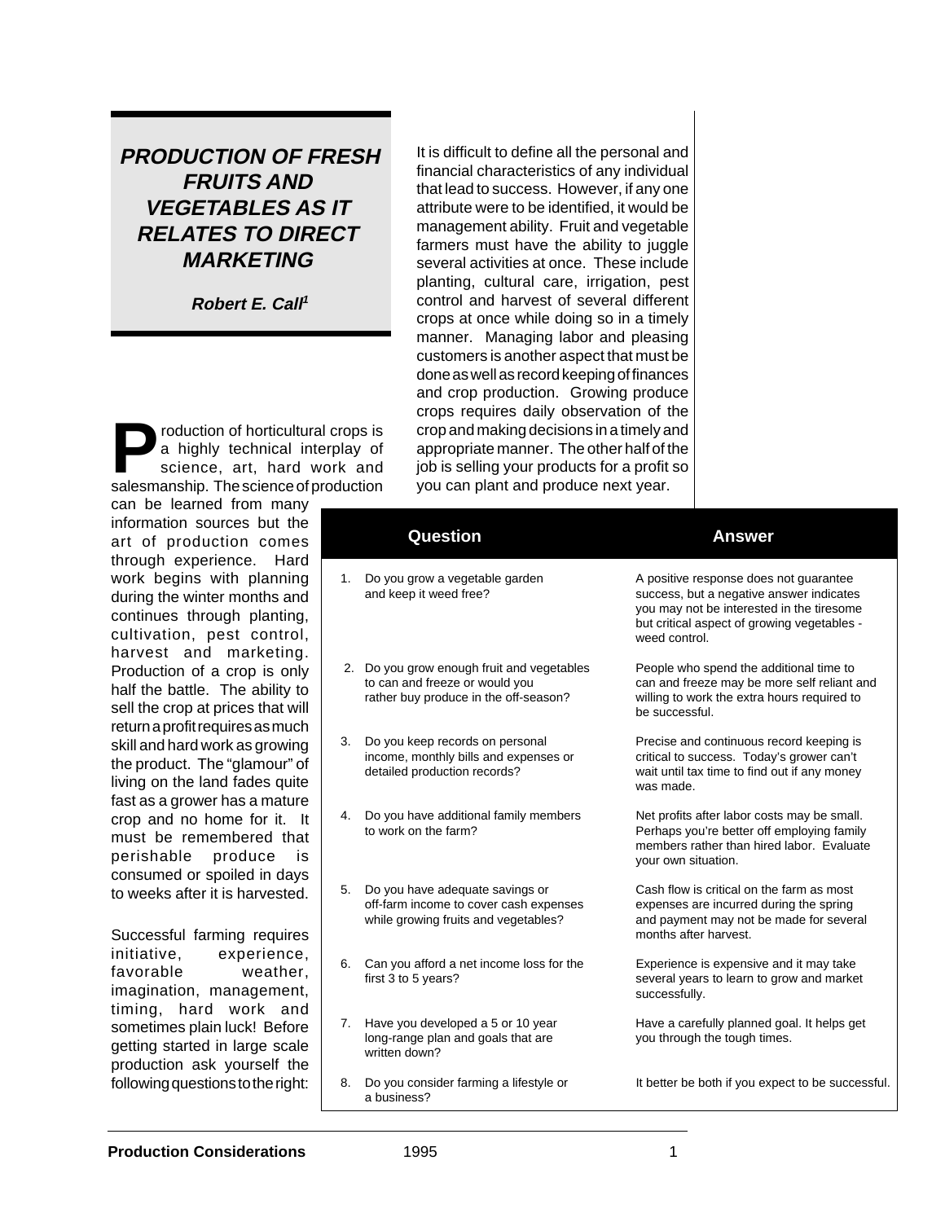# PRODUCTION OF FRESH FRUITS AND VEGETABLES AS IT RELATES TO DIRECT MARKETING

***Robert E. Call[1]***

Production of horticultural crops is a highly technical interplay of science, art, hard work and salesmanship. The science of production can be learned from many information sources but the art of production comes through experience. Hard work begins with planning during the winter months and continues through planting, cultivation, pest control, harvest and marketing. Production of a crop is only half the battle. The ability to sell the crop at prices that will return a profit requires as much skill and hard work as growing the product. The "glamour" of living on the land fades quite fast as a grower has a mature crop and no home for it. It must be remembered that perishable produce is consumed or spoiled in days to weeks after it is harvested.

Successful farming requires initiative, experience, favorable weather, imagination, management, timing, hard work and sometimes plain luck! Before getting started in large scale production ask yourself the following questions to the right:

It is difficult to define all the personal and financial characteristics of any individual that lead to success. However, if any one attribute were to be identified, it would be management ability. Fruit and vegetable farmers must have the ability to juggle several activities at once. These include planting, cultural care, irrigation, pest control and harvest of several different crops at once while doing so in a timely manner. Managing labor and pleasing customers is another aspect that must be done as well as record keeping of finances and crop production. Growing produce crops requires daily observation of the crop and making decisions in a timely and appropriate manner. The other half of the job is selling your products for a profit so you can plant and produce next year.

| | Question | Answer |
|---|---|---|
| 1. | Do you grow a vegetable garden and keep it weed free? | A positive response does not guarantee success, but a negative answer indicates you may not be interested in the tiresome but critical aspect of growing vegetables - weed control. |
| 2. | Do you grow enough fruit and vegetables to can and freeze or would you rather buy produce in the off-season? | People who spend the additional time to can and freeze may be more self reliant and willing to work the extra hours required to be successful. |
| 3. | Do you keep records on personal income, monthly bills and expenses or detailed production records? | Precise and continuous record keeping is critical to success. Today's grower can't wait until tax time to find out if any money was made. |
| 4. | Do you have additional family members to work on the farm? | Net profits after labor costs may be small. Perhaps you're better off employing family members rather than hired labor. Evaluate your own situation. |
| 5. | Do you have adequate savings or off-farm income to cover cash expenses while growing fruits and vegetables? | Cash flow is critical on the farm as most expenses are incurred during the spring and payment may not be made for several months after harvest. |
| 6. | Can you afford a net income loss for the first 3 to 5 years? | Experience is expensive and it may take several years to learn to grow and market successfully. |
| 7. | Have you developed a 5 or 10 year long-range plan and goals that are written down? | Have a carefully planned goal. It helps get you through the tough times. |
| 8. | Do you consider farming a lifestyle or a business? | It better be both if you expect to be successful. |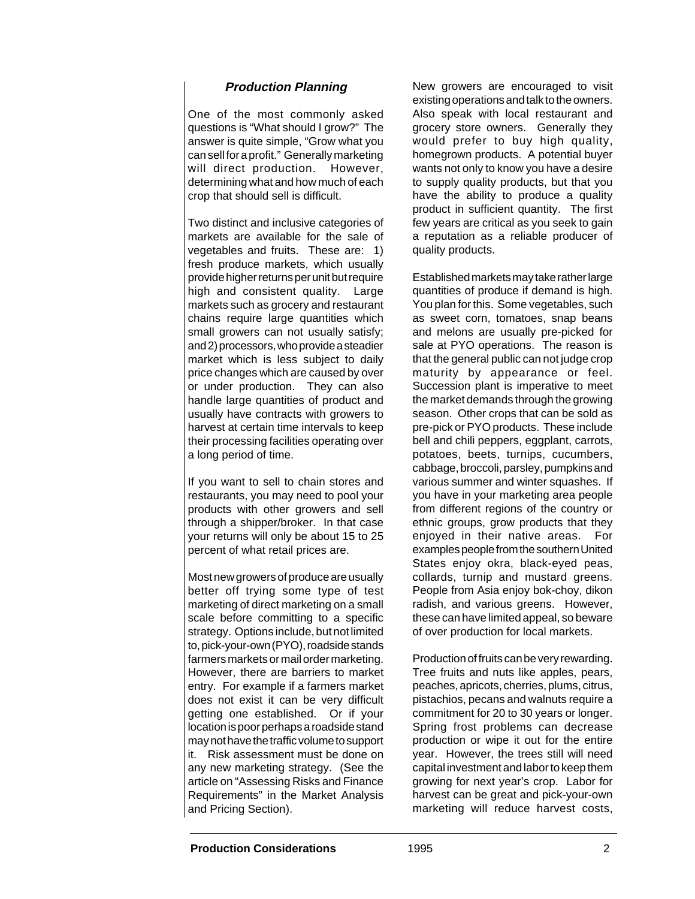### *Production Planning*

One of the most commonly asked questions is "What should I grow?" The answer is quite simple, "Grow what you can sell for a profit." Generally marketing will direct production. However, determining what and how much of each crop that should sell is difficult.

Two distinct and inclusive categories of markets are available for the sale of vegetables and fruits. These are: 1) fresh produce markets, which usually provide higher returns per unit but require high and consistent quality. Large markets such as grocery and restaurant chains require large quantities which small growers can not usually satisfy; and 2) processors, who provide a steadier market which is less subject to daily price changes which are caused by over or under production. They can also handle large quantities of product and usually have contracts with growers to harvest at certain time intervals to keep their processing facilities operating over a long period of time.

If you want to sell to chain stores and restaurants, you may need to pool your products with other growers and sell through a shipper/broker. In that case your returns will only be about 15 to 25 percent of what retail prices are.

Most new growers of produce are usually better off trying some type of test marketing of direct marketing on a small scale before committing to a specific strategy. Options include, but not limited to, pick-your-own (PYO), roadside stands farmers markets or mail order marketing. However, there are barriers to market entry. For example if a farmers market does not exist it can be very difficult getting one established. Or if your location is poor perhaps a roadside stand may not have the traffic volume to support it. Risk assessment must be done on any new marketing strategy. (See the article on "Assessing Risks and Finance Requirements" in the Market Analysis and Pricing Section).

New growers are encouraged to visit existing operations and talk to the owners. Also speak with local restaurant and grocery store owners. Generally they would prefer to buy high quality, homegrown products. A potential buyer wants not only to know you have a desire to supply quality products, but that you have the ability to produce a quality product in sufficient quantity. The first few years are critical as you seek to gain a reputation as a reliable producer of quality products.

Established markets may take rather large quantities of produce if demand is high. You plan for this. Some vegetables, such as sweet corn, tomatoes, snap beans and melons are usually pre-picked for sale at PYO operations. The reason is that the general public can not judge crop maturity by appearance or feel. Succession plant is imperative to meet the market demands through the growing season. Other crops that can be sold as pre-pick or PYO products. These include bell and chili peppers, eggplant, carrots, potatoes, beets, turnips, cucumbers, cabbage, broccoli, parsley, pumpkins and various summer and winter squashes. If you have in your marketing area people from different regions of the country or ethnic groups, grow products that they enjoyed in their native areas. For examples people from the southern United States enjoy okra, black-eyed peas, collards, turnip and mustard greens. People from Asia enjoy bok-choy, dikon radish, and various greens. However, these can have limited appeal, so beware of over production for local markets.

Production of fruits can be very rewarding. Tree fruits and nuts like apples, pears, peaches, apricots, cherries, plums, citrus, pistachios, pecans and walnuts require a commitment for 20 to 30 years or longer. Spring frost problems can decrease production or wipe it out for the entire year. However, the trees still will need capital investment and labor to keep them growing for next year's crop. Labor for harvest can be great and pick-your-own marketing will reduce harvest costs,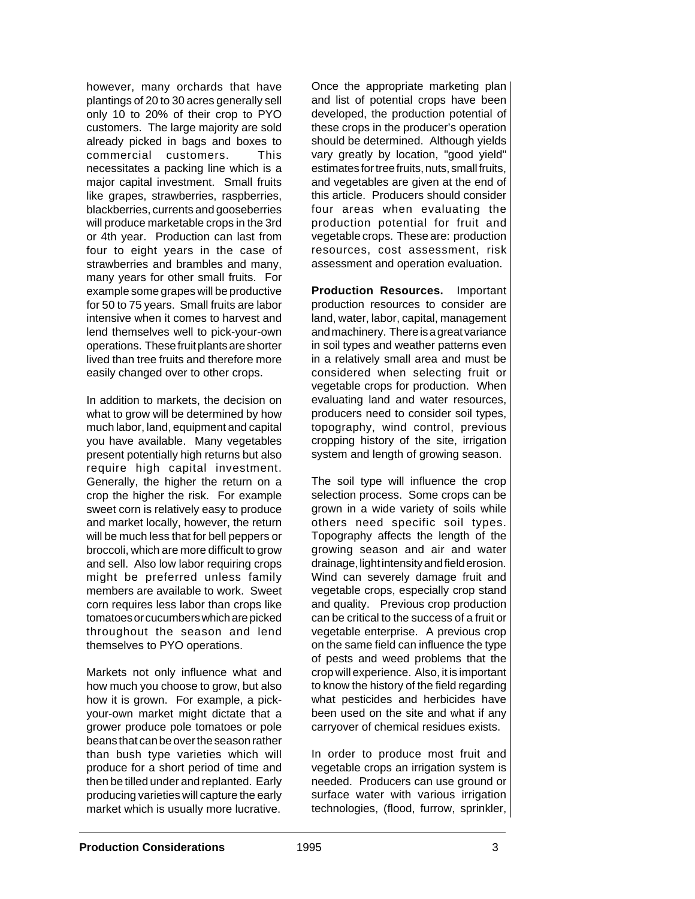however, many orchards that have plantings of 20 to 30 acres generally sell only 10 to 20% of their crop to PYO customers. The large majority are sold already picked in bags and boxes to commercial customers. This necessitates a packing line which is a major capital investment. Small fruits like grapes, strawberries, raspberries, blackberries, currents and gooseberries will produce marketable crops in the 3rd or 4th year. Production can last from four to eight years in the case of strawberries and brambles and many, many years for other small fruits. For example some grapes will be productive for 50 to 75 years. Small fruits are labor intensive when it comes to harvest and lend themselves well to pick-your-own operations. These fruit plants are shorter lived than tree fruits and therefore more easily changed over to other crops.

In addition to markets, the decision on what to grow will be determined by how much labor, land, equipment and capital you have available. Many vegetables present potentially high returns but also require high capital investment. Generally, the higher the return on a crop the higher the risk. For example sweet corn is relatively easy to produce and market locally, however, the return will be much less that for bell peppers or broccoli, which are more difficult to grow and sell. Also low labor requiring crops might be preferred unless family members are available to work. Sweet corn requires less labor than crops like tomatoes or cucumbers which are picked throughout the season and lend themselves to PYO operations.

Markets not only influence what and how much you choose to grow, but also how it is grown. For example, a pick-your-own market might dictate that a grower produce pole tomatoes or pole beans that can be over the season rather than bush type varieties which will produce for a short period of time and then be tilled under and replanted. Early producing varieties will capture the early market which is usually more lucrative.

Once the appropriate marketing plan and list of potential crops have been developed, the production potential of these crops in the producer's operation should be determined. Although yields vary greatly by location, "good yield" estimates for tree fruits, nuts, small fruits, and vegetables are given at the end of this article. Producers should consider four areas when evaluating the production potential for fruit and vegetable crops. These are: production resources, cost assessment, risk assessment and operation evaluation.

**Production Resources.** Important production resources to consider are land, water, labor, capital, management and machinery. There is a great variance in soil types and weather patterns even in a relatively small area and must be considered when selecting fruit or vegetable crops for production. When evaluating land and water resources, producers need to consider soil types, topography, wind control, previous cropping history of the site, irrigation system and length of growing season.

The soil type will influence the crop selection process. Some crops can be grown in a wide variety of soils while others need specific soil types. Topography affects the length of the growing season and air and water drainage, light intensity and field erosion. Wind can severely damage fruit and vegetable crops, especially crop stand and quality. Previous crop production can be critical to the success of a fruit or vegetable enterprise. A previous crop on the same field can influence the type of pests and weed problems that the crop will experience. Also, it is important to know the history of the field regarding what pesticides and herbicides have been used on the site and what if any carryover of chemical residues exists.

In order to produce most fruit and vegetable crops an irrigation system is needed. Producers can use ground or surface water with various irrigation technologies, (flood, furrow, sprinkler,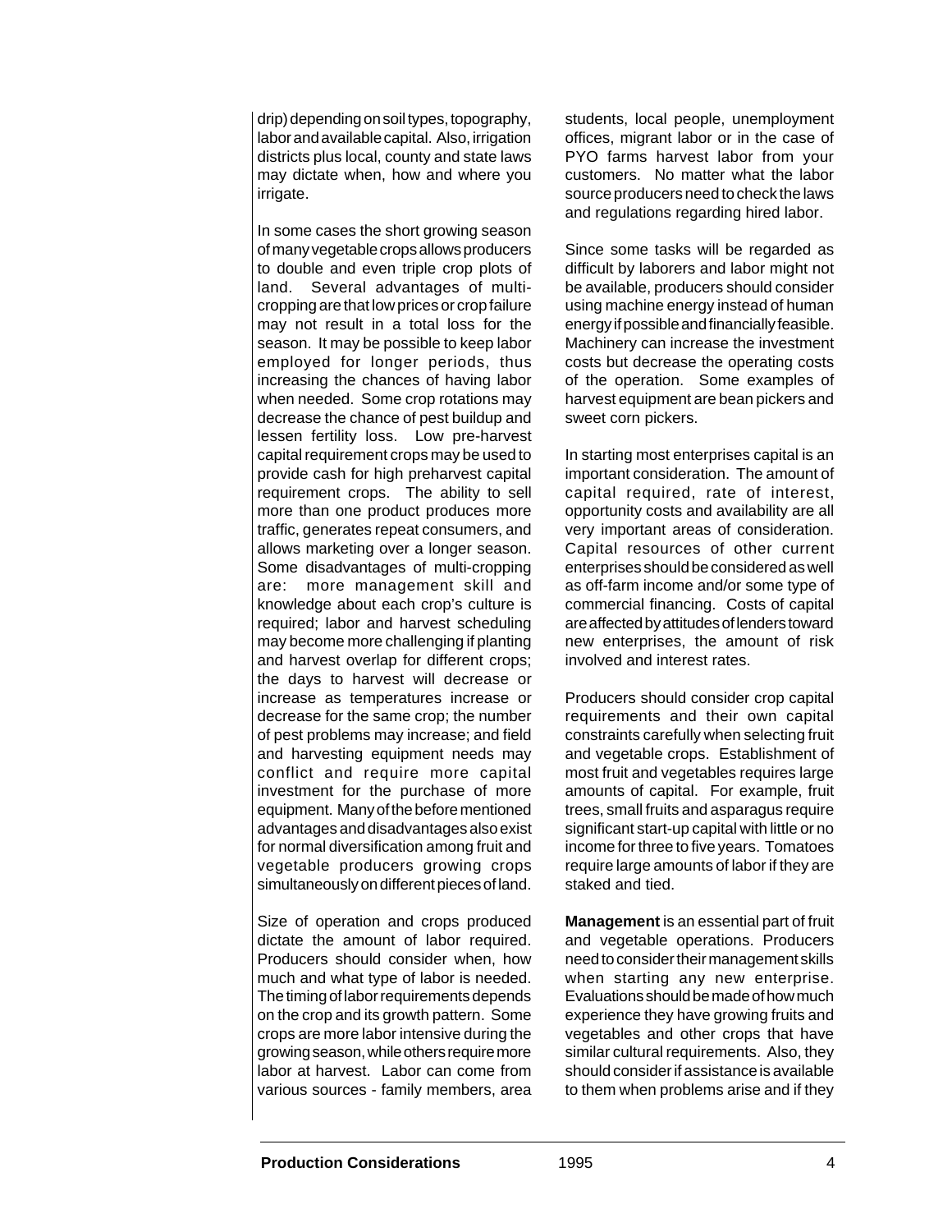drip) depending on soil types, topography, labor and available capital. Also, irrigation districts plus local, county and state laws may dictate when, how and where you irrigate.

In some cases the short growing season of many vegetable crops allows producers to double and even triple crop plots of land. Several advantages of multi-cropping are that low prices or crop failure may not result in a total loss for the season. It may be possible to keep labor employed for longer periods, thus increasing the chances of having labor when needed. Some crop rotations may decrease the chance of pest buildup and lessen fertility loss. Low pre-harvest capital requirement crops may be used to provide cash for high preharvest capital requirement crops. The ability to sell more than one product produces more traffic, generates repeat consumers, and allows marketing over a longer season. Some disadvantages of multi-cropping are: more management skill and knowledge about each crop's culture is required; labor and harvest scheduling may become more challenging if planting and harvest overlap for different crops; the days to harvest will decrease or increase as temperatures increase or decrease for the same crop; the number of pest problems may increase; and field and harvesting equipment needs may conflict and require more capital investment for the purchase of more equipment. Many of the before mentioned advantages and disadvantages also exist for normal diversification among fruit and vegetable producers growing crops simultaneously on different pieces of land.

Size of operation and crops produced dictate the amount of labor required. Producers should consider when, how much and what type of labor is needed. The timing of labor requirements depends on the crop and its growth pattern. Some crops are more labor intensive during the growing season, while others require more labor at harvest. Labor can come from various sources - family members, area students, local people, unemployment offices, migrant labor or in the case of PYO farms harvest labor from your customers. No matter what the labor source producers need to check the laws and regulations regarding hired labor.

Since some tasks will be regarded as difficult by laborers and labor might not be available, producers should consider using machine energy instead of human energy if possible and financially feasible. Machinery can increase the investment costs but decrease the operating costs of the operation. Some examples of harvest equipment are bean pickers and sweet corn pickers.

In starting most enterprises capital is an important consideration. The amount of capital required, rate of interest, opportunity costs and availability are all very important areas of consideration. Capital resources of other current enterprises should be considered as well as off-farm income and/or some type of commercial financing. Costs of capital are affected by attitudes of lenders toward new enterprises, the amount of risk involved and interest rates.

Producers should consider crop capital requirements and their own capital constraints carefully when selecting fruit and vegetable crops. Establishment of most fruit and vegetables requires large amounts of capital. For example, fruit trees, small fruits and asparagus require significant start-up capital with little or no income for three to five years. Tomatoes require large amounts of labor if they are staked and tied.

**Management** is an essential part of fruit and vegetable operations. Producers need to consider their management skills when starting any new enterprise. Evaluations should be made of how much experience they have growing fruits and vegetables and other crops that have similar cultural requirements. Also, they should consider if assistance is available to them when problems arise and if they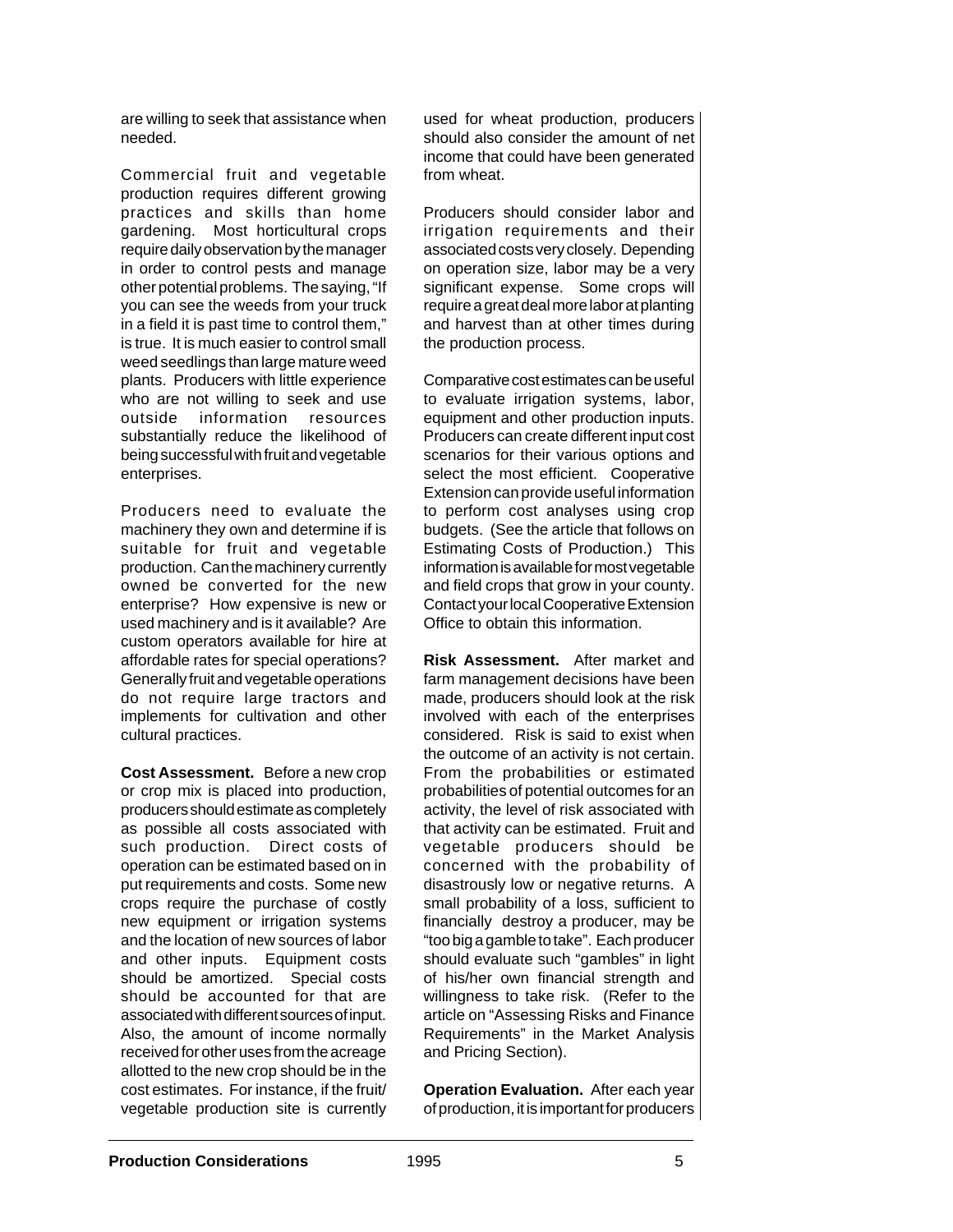are willing to seek that assistance when needed.

Commercial fruit and vegetable production requires different growing practices and skills than home gardening. Most horticultural crops require daily observation by the manager in order to control pests and manage other potential problems. The saying, "If you can see the weeds from your truck in a field it is past time to control them," is true. It is much easier to control small weed seedlings than large mature weed plants. Producers with little experience who are not willing to seek and use outside information resources substantially reduce the likelihood of being successful with fruit and vegetable enterprises.

Producers need to evaluate the machinery they own and determine if is suitable for fruit and vegetable production. Can the machinery currently owned be converted for the new enterprise? How expensive is new or used machinery and is it available? Are custom operators available for hire at affordable rates for special operations? Generally fruit and vegetable operations do not require large tractors and implements for cultivation and other cultural practices.

**Cost Assessment.** Before a new crop or crop mix is placed into production, producers should estimate as completely as possible all costs associated with such production. Direct costs of operation can be estimated based on in put requirements and costs. Some new crops require the purchase of costly new equipment or irrigation systems and the location of new sources of labor and other inputs. Equipment costs should be amortized. Special costs should be accounted for that are associated with different sources of input. Also, the amount of income normally received for other uses from the acreage allotted to the new crop should be in the cost estimates. For instance, if the fruit/vegetable production site is currently used for wheat production, producers should also consider the amount of net income that could have been generated from wheat.

Producers should consider labor and irrigation requirements and their associated costs very closely. Depending on operation size, labor may be a very significant expense. Some crops will require a great deal more labor at planting and harvest than at other times during the production process.

Comparative cost estimates can be useful to evaluate irrigation systems, labor, equipment and other production inputs. Producers can create different input cost scenarios for their various options and select the most efficient. Cooperative Extension can provide useful information to perform cost analyses using crop budgets. (See the article that follows on Estimating Costs of Production.) This information is available for most vegetable and field crops that grow in your county. Contact your local Cooperative Extension Office to obtain this information.

**Risk Assessment.** After market and farm management decisions have been made, producers should look at the risk involved with each of the enterprises considered. Risk is said to exist when the outcome of an activity is not certain. From the probabilities or estimated probabilities of potential outcomes for an activity, the level of risk associated with that activity can be estimated. Fruit and vegetable producers should be concerned with the probability of disastrously low or negative returns. A small probability of a loss, sufficient to financially destroy a producer, may be "too big a gamble to take". Each producer should evaluate such "gambles" in light of his/her own financial strength and willingness to take risk. (Refer to the article on "Assessing Risks and Finance Requirements" in the Market Analysis and Pricing Section).

**Operation Evaluation.** After each year of production, it is important for producers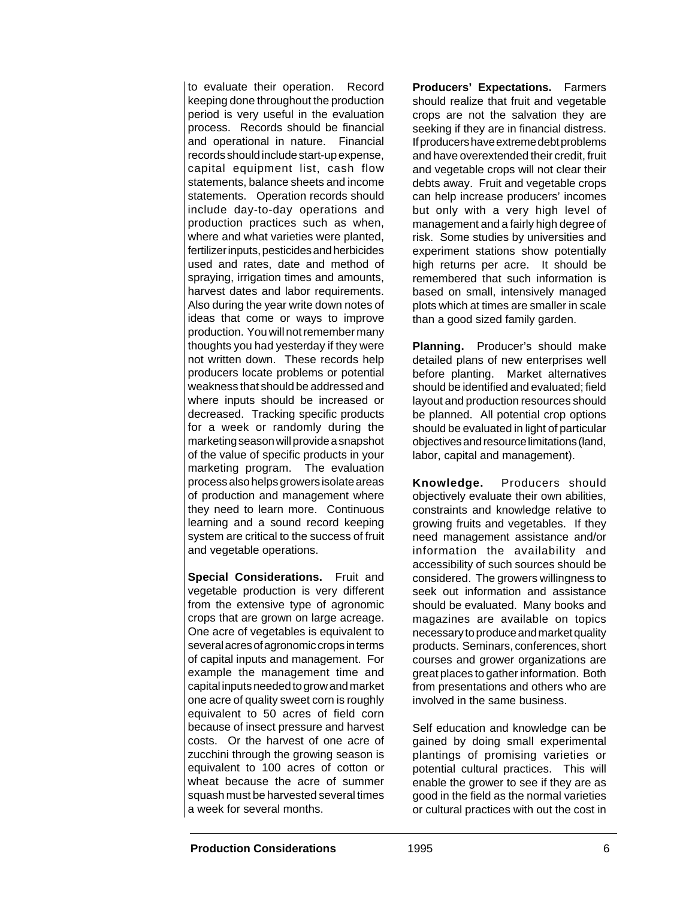to evaluate their operation. Record keeping done throughout the production period is very useful in the evaluation process. Records should be financial and operational in nature. Financial records should include start-up expense, capital equipment list, cash flow statements, balance sheets and income statements. Operation records should include day-to-day operations and production practices such as when, where and what varieties were planted, fertilizer inputs, pesticides and herbicides used and rates, date and method of spraying, irrigation times and amounts, harvest dates and labor requirements. Also during the year write down notes of ideas that come or ways to improve production. You will not remember many thoughts you had yesterday if they were not written down. These records help producers locate problems or potential weakness that should be addressed and where inputs should be increased or decreased. Tracking specific products for a week or randomly during the marketing season will provide a snapshot of the value of specific products in your marketing program. The evaluation process also helps growers isolate areas of production and management where they need to learn more. Continuous learning and a sound record keeping system are critical to the success of fruit and vegetable operations.

**Special Considerations.** Fruit and vegetable production is very different from the extensive type of agronomic crops that are grown on large acreage. One acre of vegetables is equivalent to several acres of agronomic crops in terms of capital inputs and management. For example the management time and capital inputs needed to grow and market one acre of quality sweet corn is roughly equivalent to 50 acres of field corn because of insect pressure and harvest costs. Or the harvest of one acre of zucchini through the growing season is equivalent to 100 acres of cotton or wheat because the acre of summer squash must be harvested several times a week for several months.

**Producers' Expectations.** Farmers should realize that fruit and vegetable crops are not the salvation they are seeking if they are in financial distress. If producers have extreme debt problems and have overextended their credit, fruit and vegetable crops will not clear their debts away. Fruit and vegetable crops can help increase producers' incomes but only with a very high level of management and a fairly high degree of risk. Some studies by universities and experiment stations show potentially high returns per acre. It should be remembered that such information is based on small, intensively managed plots which at times are smaller in scale than a good sized family garden.

**Planning.** Producer's should make detailed plans of new enterprises well before planting. Market alternatives should be identified and evaluated; field layout and production resources should be planned. All potential crop options should be evaluated in light of particular objectives and resource limitations (land, labor, capital and management).

**Knowledge.** Producers should objectively evaluate their own abilities, constraints and knowledge relative to growing fruits and vegetables. If they need management assistance and/or information the availability and accessibility of such sources should be considered. The growers willingness to seek out information and assistance should be evaluated. Many books and magazines are available on topics necessary to produce and market quality products. Seminars, conferences, short courses and grower organizations are great places to gather information. Both from presentations and others who are involved in the same business.

Self education and knowledge can be gained by doing small experimental plantings of promising varieties or potential cultural practices. This will enable the grower to see if they are as good in the field as the normal varieties or cultural practices with out the cost in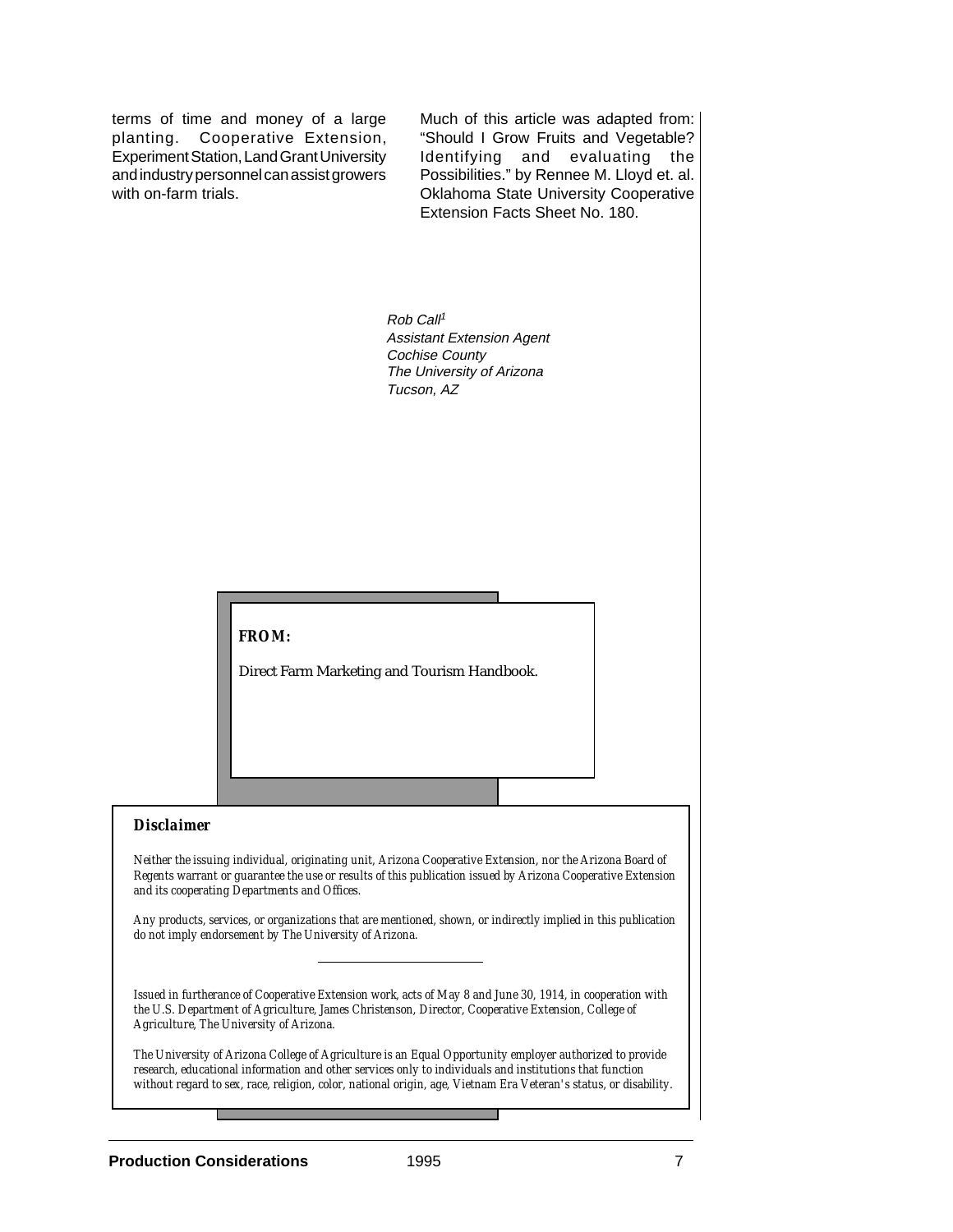terms of time and money of a large planting. Cooperative Extension, Experiment Station, Land Grant University and industry personnel can assist growers with on-farm trials.

Much of this article was adapted from: "Should I Grow Fruits and Vegetable? Identifying and evaluating the Possibilities." by Rennee M. Lloyd et. al. Oklahoma State University Cooperative Extension Facts Sheet No. 180.

*Rob Call[1]*
*Assistant Extension Agent*
*Cochise County*
*The University of Arizona*
*Tucson, AZ*

**FROM:**

Direct Farm Marketing and Tourism Handbook.

**Disclaimer**

*Neither the issuing individual, originating unit, Arizona Cooperative Extension, nor the Arizona Board of Regents warrant or guarantee the use or results of this publication issued by Arizona Cooperative Extension and its cooperating Departments and Offices.*

*Any products, services, or organizations that are mentioned, shown, or indirectly implied in this publication do not imply endorsement by The University of Arizona.*

---

*Issued in furtherance of Cooperative Extension work, acts of May 8 and June 30, 1914, in cooperation with the U.S. Department of Agriculture, James Christenson, Director, Cooperative Extension, College of Agriculture, The University of Arizona.*

*The University of Arizona College of Agriculture is an Equal Opportunity employer authorized to provide research, educational information and other services only to individuals and institutions that function without regard to sex, race, religion, color, national origin, age, Vietnam Era Veteran's status, or disability.*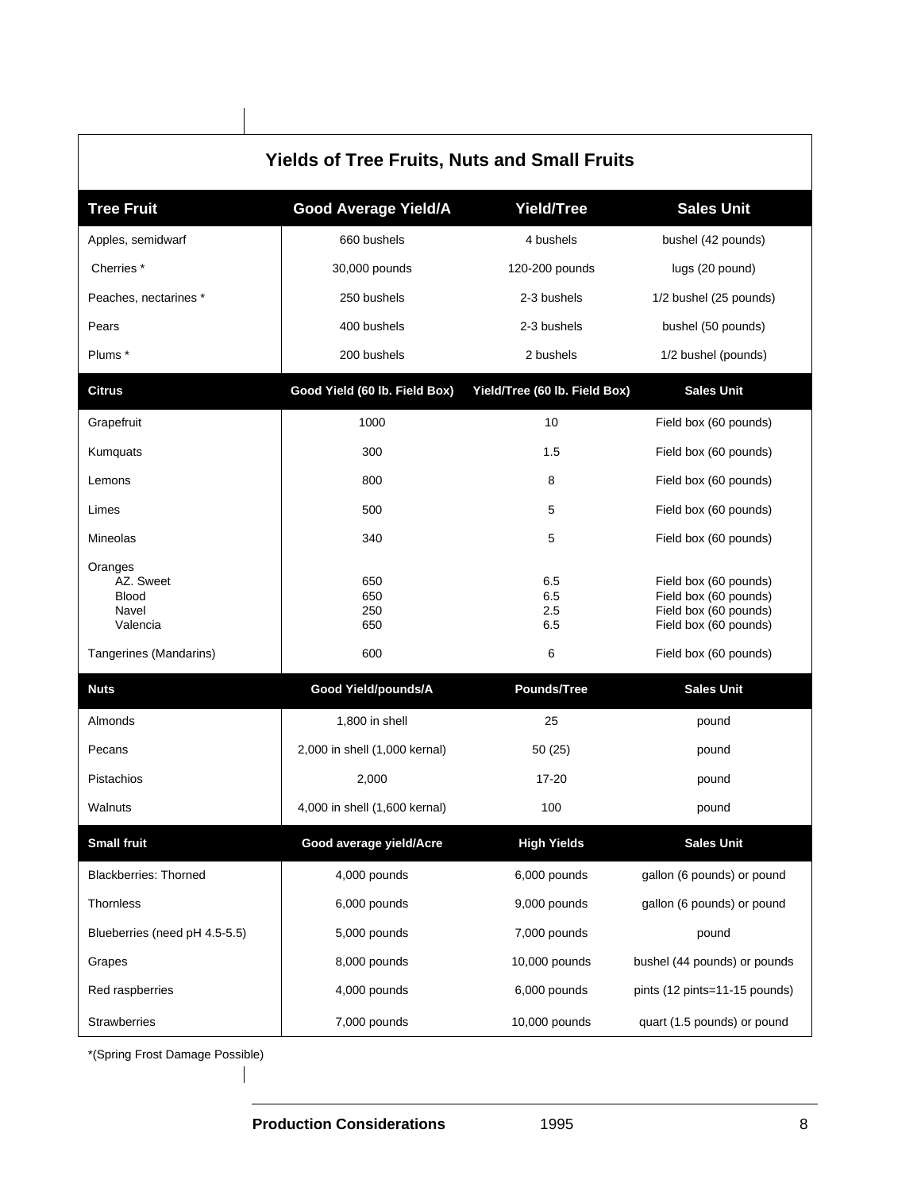## Yields of Tree Fruits, Nuts and Small Fruits

| Tree Fruit | Good Average Yield/A | Yield/Tree | Sales Unit |
|---|---|---|---|
| Apples, semidwarf | 660 bushels | 4 bushels | bushel (42 pounds) |
| Cherries * | 30,000 pounds | 120-200 pounds | lugs (20 pound) |
| Peaches, nectarines * | 250 bushels | 2-3 bushels | 1/2 bushel (25 pounds) |
| Pears | 400 bushels | 2-3 bushels | bushel (50 pounds) |
| Plums * | 200 bushels | 2 bushels | 1/2 bushel (pounds) |
| **Citrus** | **Good Yield (60 lb. Field Box)** | **Yield/Tree (60 lb. Field Box)** | **Sales Unit** |
| Grapefruit | 1000 | 10 | Field box (60 pounds) |
| Kumquats | 300 | 1.5 | Field box (60 pounds) |
| Lemons | 800 | 8 | Field box (60 pounds) |
| Limes | 500 | 5 | Field box (60 pounds) |
| Mineolas | 340 | 5 | Field box (60 pounds) |
| Oranges | | | |
| AZ. Sweet | 650 | 6.5 | Field box (60 pounds) |
| Blood | 650 | 6.5 | Field box (60 pounds) |
| Navel | 250 | 2.5 | Field box (60 pounds) |
| Valencia | 650 | 6.5 | Field box (60 pounds) |
| Tangerines (Mandarins) | 600 | 6 | Field box (60 pounds) |
| **Nuts** | **Good Yield/pounds/A** | **Pounds/Tree** | **Sales Unit** |
| Almonds | 1,800 in shell | 25 | pound |
| Pecans | 2,000 in shell (1,000 kernal) | 50 (25) | pound |
| Pistachios | 2,000 | 17-20 | pound |
| Walnuts | 4,000 in shell (1,600 kernal) | 100 | pound |
| **Small fruit** | **Good average yield/Acre** | **High Yields** | **Sales Unit** |
| Blackberries: Thorned | 4,000 pounds | 6,000 pounds | gallon (6 pounds) or pound |
| Thornless | 6,000 pounds | 9,000 pounds | gallon (6 pounds) or pound |
| Blueberries (need pH 4.5-5.5) | 5,000 pounds | 7,000 pounds | pound |
| Grapes | 8,000 pounds | 10,000 pounds | bushel (44 pounds) or pounds |
| Red raspberries | 4,000 pounds | 6,000 pounds | pints (12 pints=11-15 pounds) |
| Strawberries | 7,000 pounds | 10,000 pounds | quart (1.5 pounds) or pound |

*(Spring Frost Damage Possible)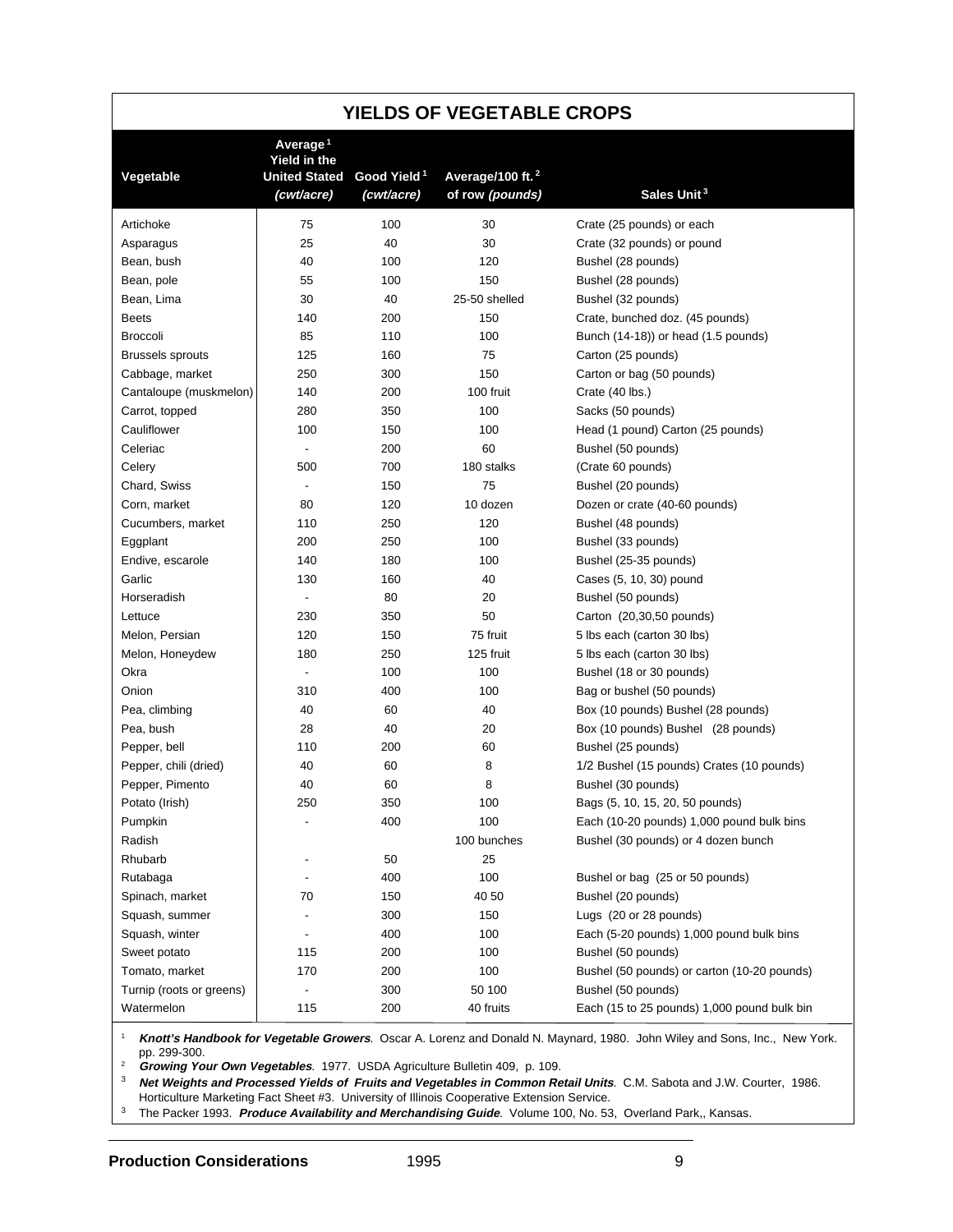## YIELDS OF VEGETABLE CROPS

| Vegetable | Average[1] Yield in the United Stated *(cwt/acre)* | Good Yield[1] *(cwt/acre)* | Average/100 ft.[2] of row *(pounds)* | Sales Unit[3] |
|---|---|---|---|---|
| Artichoke | 75 | 100 | 30 | Crate (25 pounds) or each |
| Asparagus | 25 | 40 | 30 | Crate (32 pounds) or pound |
| Bean, bush | 40 | 100 | 120 | Bushel (28 pounds) |
| Bean, pole | 55 | 100 | 150 | Bushel (28 pounds) |
| Bean, Lima | 30 | 40 | 25-50 shelled | Bushel (32 pounds) |
| Beets | 140 | 200 | 150 | Crate, bunched doz. (45 pounds) |
| Broccoli | 85 | 110 | 100 | Bunch (14-18)) or head (1.5 pounds) |
| Brussels sprouts | 125 | 160 | 75 | Carton (25 pounds) |
| Cabbage, market | 250 | 300 | 150 | Carton or bag (50 pounds) |
| Cantaloupe (muskmelon) | 140 | 200 | 100 fruit | Crate (40 lbs.) |
| Carrot, topped | 280 | 350 | 100 | Sacks (50 pounds) |
| Cauliflower | 100 | 150 | 100 | Head (1 pound) Carton (25 pounds) |
| Celeriac | - | 200 | 60 | Bushel (50 pounds) |
| Celery | 500 | 700 | 180 stalks | (Crate 60 pounds) |
| Chard, Swiss | - | 150 | 75 | Bushel (20 pounds) |
| Corn, market | 80 | 120 | 10 dozen | Dozen or crate (40-60 pounds) |
| Cucumbers, market | 110 | 250 | 120 | Bushel (48 pounds) |
| Eggplant | 200 | 250 | 100 | Bushel (33 pounds) |
| Endive, escarole | 140 | 180 | 100 | Bushel (25-35 pounds) |
| Garlic | 130 | 160 | 40 | Cases (5, 10, 30) pound |
| Horseradish | - | 80 | 20 | Bushel (50 pounds) |
| Lettuce | 230 | 350 | 50 | Carton (20,30,50 pounds) |
| Melon, Persian | 120 | 150 | 75 fruit | 5 lbs each (carton 30 lbs) |
| Melon, Honeydew | 180 | 250 | 125 fruit | 5 lbs each (carton 30 lbs) |
| Okra | - | 100 | 100 | Bushel (18 or 30 pounds) |
| Onion | 310 | 400 | 100 | Bag or bushel (50 pounds) |
| Pea, climbing | 40 | 60 | 40 | Box (10 pounds) Bushel (28 pounds) |
| Pea, bush | 28 | 40 | 20 | Box (10 pounds) Bushel (28 pounds) |
| Pepper, bell | 110 | 200 | 60 | Bushel (25 pounds) |
| Pepper, chili (dried) | 40 | 60 | 8 | 1/2 Bushel (15 pounds) Crates (10 pounds) |
| Pepper, Pimento | 40 | 60 | 8 | Bushel (30 pounds) |
| Potato (Irish) | 250 | 350 | 100 | Bags (5, 10, 15, 20, 50 pounds) |
| Pumpkin | - | 400 | 100 | Each (10-20 pounds) 1,000 pound bulk bins |
| Radish | | | 100 bunches | Bushel (30 pounds) or 4 dozen bunch |
| Rhubarb | - | 50 | 25 | |
| Rutabaga | - | 400 | 100 | Bushel or bag (25 or 50 pounds) |
| Spinach, market | 70 | 150 | 40 50 | Bushel (20 pounds) |
| Squash, summer | - | 300 | 150 | Lugs (20 or 28 pounds) |
| Squash, winter | - | 400 | 100 | Each (5-20 pounds) 1,000 pound bulk bins |
| Sweet potato | 115 | 200 | 100 | Bushel (50 pounds) |
| Tomato, market | 170 | 200 | 100 | Bushel (50 pounds) or carton (10-20 pounds) |
| Turnip (roots or greens) | - | 300 | 50 100 | Bushel (50 pounds) |
| Watermelon | 115 | 200 | 40 fruits | Each (15 to 25 pounds) 1,000 pound bulk bin |

[1] ***Knott's Handbook for Vegetable Growers***. Oscar A. Lorenz and Donald N. Maynard, 1980. John Wiley and Sons, Inc., New York. pp. 299-300.

[2] ***Growing Your Own Vegetables***. 1977. USDA Agriculture Bulletin 409, p. 109.

[3] ***Net Weights and Processed Yields of Fruits and Vegetables in Common Retail Units***. C.M. Sabota and J.W. Courter, 1986. Horticulture Marketing Fact Sheet #3. University of Illinois Cooperative Extension Service.

[3] The Packer 1993. ***Produce Availability and Merchandising Guide***. Volume 100, No. 53, Overland Park,, Kansas.